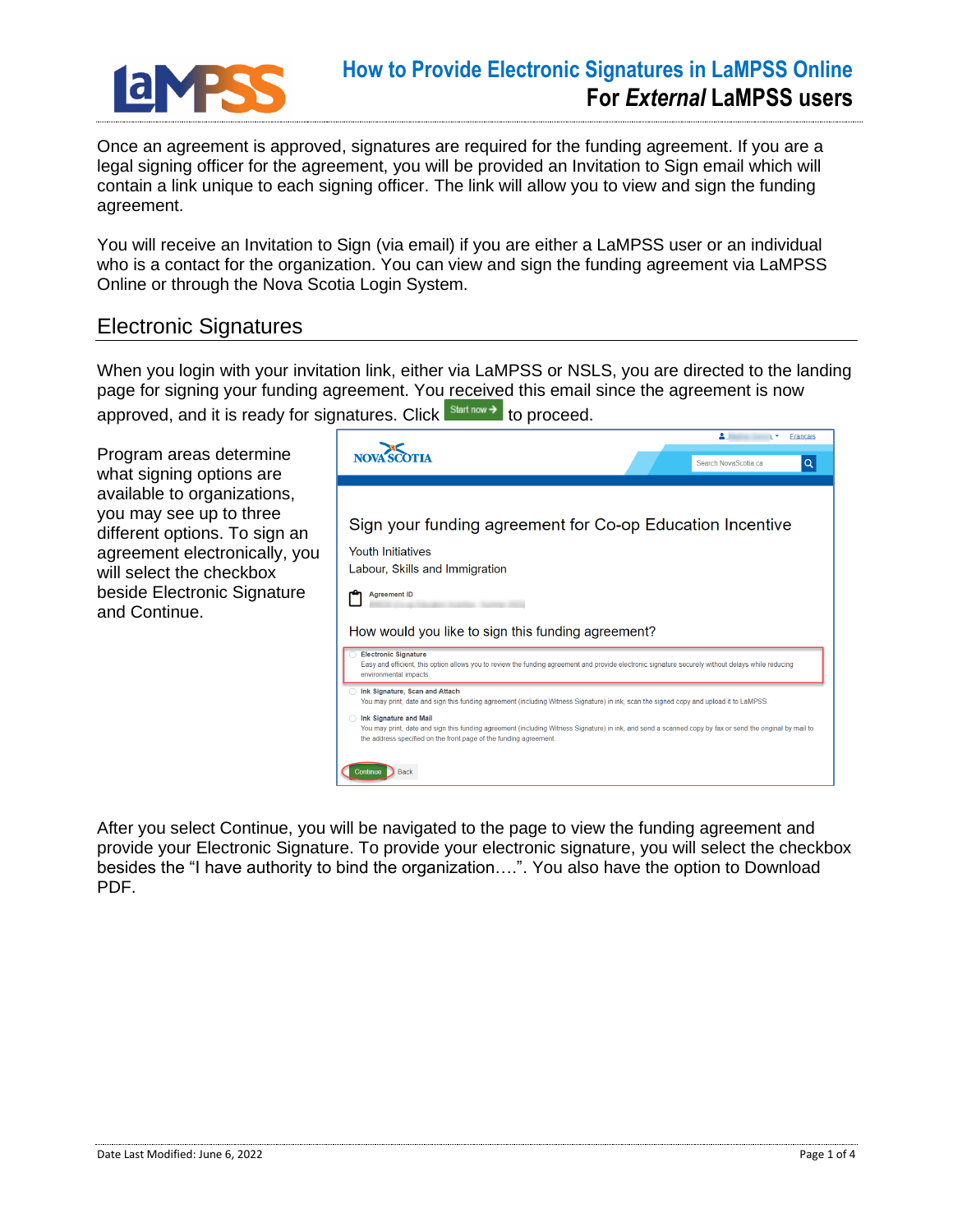# How to Provide Electronic Signatures in LaMPSS Online

## For *External* LaMPSS users

Once an agreement is approved, signatures are required for the funding agreement. If you are a legal signing officer for the agreement, you will be provided an Invitation to Sign email which will contain a link unique to each signing officer. The link will allow you to view and sign the funding agreement.

You will receive an Invitation to Sign (via email) if you are either a LaMPSS user or an individual who is a contact for the organization. You can view and sign the funding agreement via LaMPSS Online or through the Nova Scotia Login System.

## Electronic Signatures

When you login with your invitation link, either via LaMPSS or NSLS, you are directed to the landing page for signing your funding agreement. You received this email since the agreement is now approved, and it is ready for signatures. Click **Start now →** to proceed.

Program areas determine what signing options are available to organizations, you may see up to three different options. To sign an agreement electronically, you will select the checkbox beside Electronic Signature and Continue.

After you select Continue, you will be navigated to the page to view the funding agreement and provide your Electronic Signature. To provide your electronic signature, you will select the checkbox besides the "I have authority to bind the organization….". You also have the option to Download PDF.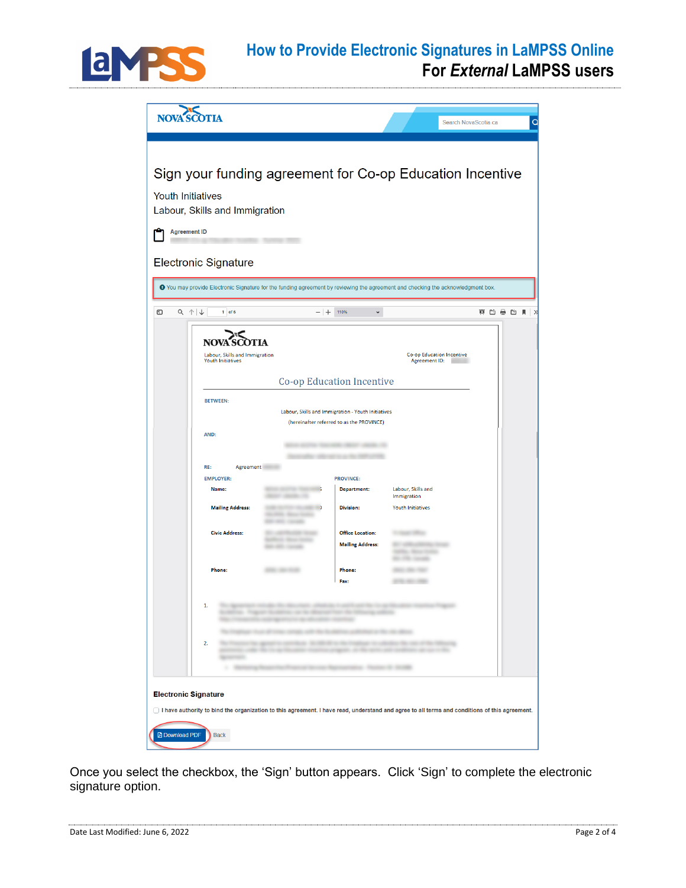Sign your funding agreement for Co-op Education Incentive

Youth Initiatives
Labour, Skills and Immigration

Agreement ID

Electronic Signature

You may provide Electronic Signature for the funding agreement by reviewing the agreement and checking the acknowledgment box.

Co-op Education Incentive

BETWEEN:

Labour, Skills and Immigration - Youth Initiatives
(hereinafter referred to as the PROVINCE)

AND:

Electronic Signature

I have authority to bind the organization to this agreement. I have read, understand and agree to all terms and conditions of this agreement.

Download PDF | Back

Once you select the checkbox, the ‘Sign’ button appears. Click ‘Sign’ to complete the electronic signature option.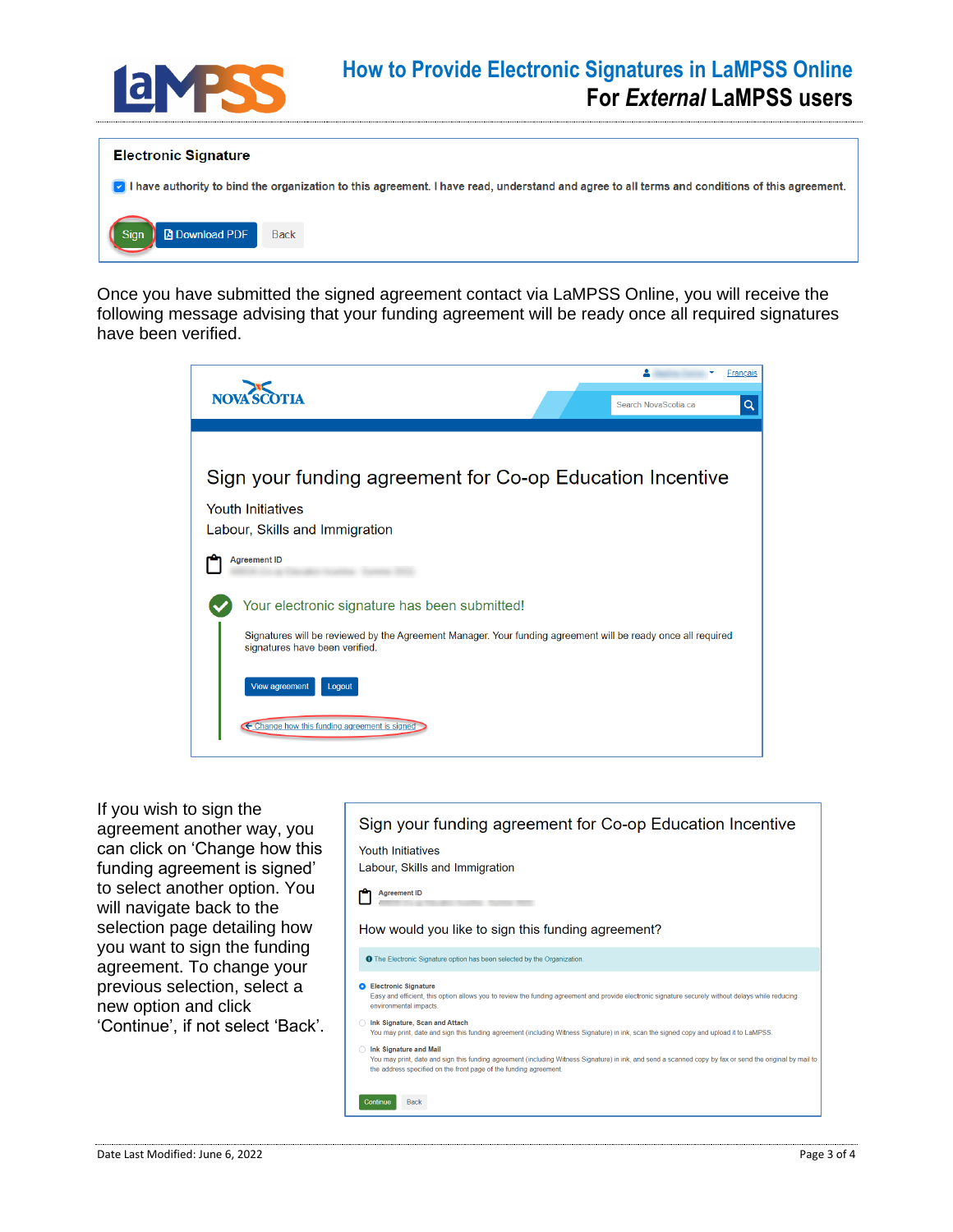**Electronic Signature**

☑ I have authority to bind the organization to this agreement. I have read, understand and agree to all terms and conditions of this agreement.

Sign | Download PDF | Back

Once you have submitted the signed agreement contact via LaMPSS Online, you will receive the following message advising that your funding agreement will be ready once all required signatures have been verified.

NOVA SCOTIA

Français

Search NovaScotia.ca

## Sign your funding agreement for Co-op Education Incentive

Youth Initiatives

Labour, Skills and Immigration

Agreement ID

Your electronic signature has been submitted!

Signatures will be reviewed by the Agreement Manager. Your funding agreement will be ready once all required signatures have been verified.

View agreement | Logout

← Change how this funding agreement is signed

If you wish to sign the agreement another way, you can click on 'Change how this funding agreement is signed' to select another option. You will navigate back to the selection page detailing how you want to sign the funding agreement. To change your previous selection, select a new option and click 'Continue', if not select 'Back'.

## Sign your funding agreement for Co-op Education Incentive

Youth Initiatives

Labour, Skills and Immigration

Agreement ID

How would you like to sign this funding agreement?

The Electronic Signature option has been selected by the Organization

- **Electronic Signature**
  Easy and efficient, this option allows you to review the funding agreement and provide electronic signature securely without delays while reducing environmental impacts.
- **Ink Signature, Scan and Attach**
  You may print, date and sign this funding agreement (including Witness Signature) in ink, scan the signed copy and upload it to LaMPSS.
- **Ink Signature and Mail**
  You may print, date and sign this funding agreement (including Witness Signature) in ink, and send a scanned copy by fax or send the original by mail to the address specified on the front page of the funding agreement.

Continue | Back

Date Last Modified: June 6, 2022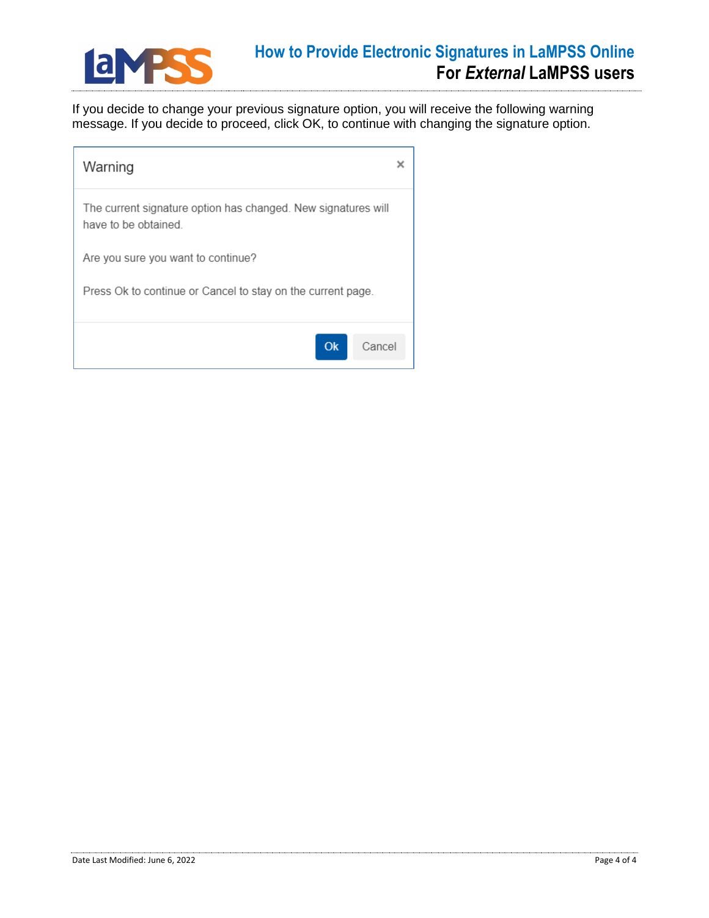If you decide to change your previous signature option, you will receive the following warning message. If you decide to proceed, click OK, to continue with changing the signature option.

Warning ×

The current signature option has changed. New signatures will have to be obtained.

Are you sure you want to continue?

Press Ok to continue or Cancel to stay on the current page.

Ok Cancel